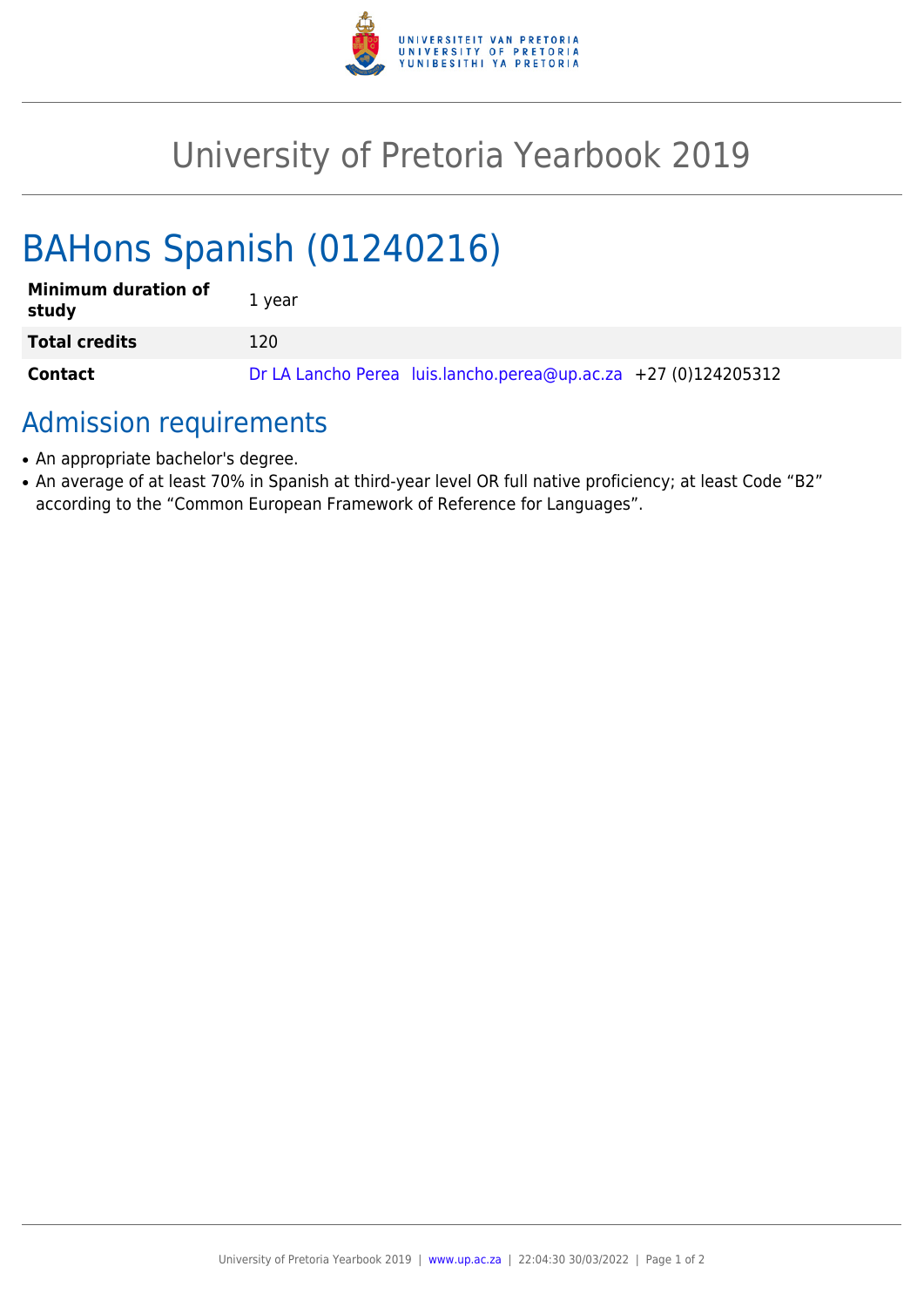# University of Pretoria Yearbook 2019

## BAHons Spanish (01240216)

| | |
|---|---|
| **Minimum duration of study** | 1 year |
| **Total credits** | 120 |
| **Contact** | Dr LA Lancho Perea luis.lancho.perea@up.ac.za +27 (0)124205312 |

## Admission requirements

- An appropriate bachelor's degree.
- An average of at least 70% in Spanish at third-year level OR full native proficiency; at least Code "B2" according to the "Common European Framework of Reference for Languages".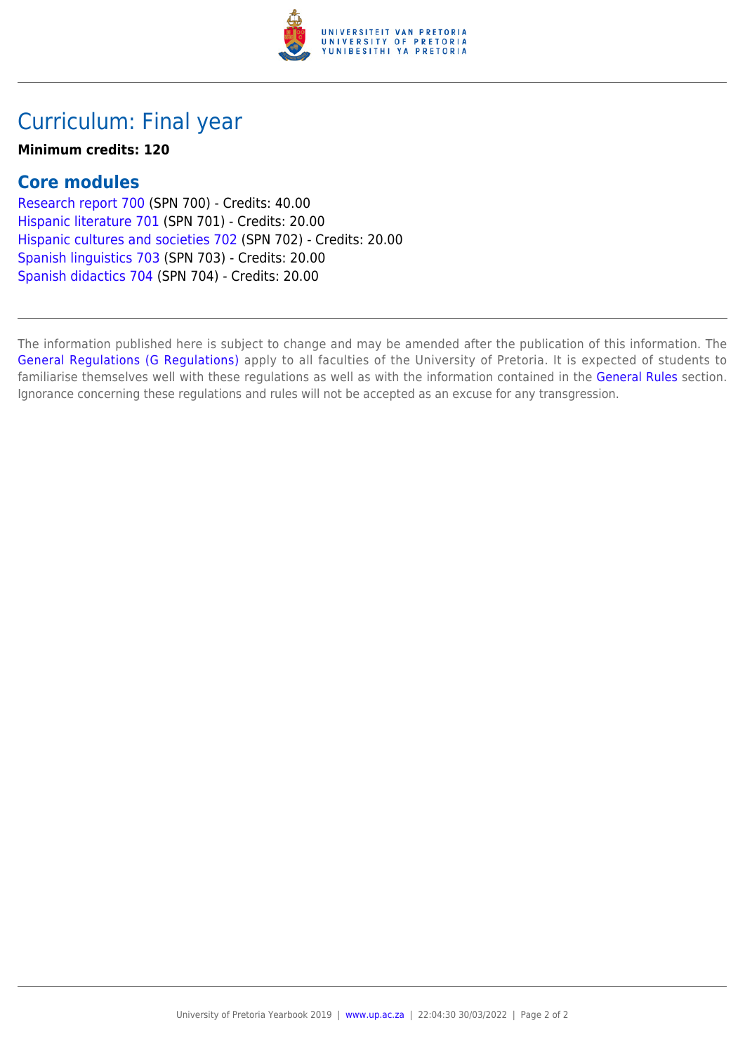## Curriculum: Final year

**Minimum credits: 120**

### Core modules

Research report 700 (SPN 700) - Credits: 40.00
Hispanic literature 701 (SPN 701) - Credits: 20.00
Hispanic cultures and societies 702 (SPN 702) - Credits: 20.00
Spanish linguistics 703 (SPN 703) - Credits: 20.00
Spanish didactics 704 (SPN 704) - Credits: 20.00

The information published here is subject to change and may be amended after the publication of this information. The General Regulations (G Regulations) apply to all faculties of the University of Pretoria. It is expected of students to familiarise themselves well with these regulations as well as with the information contained in the General Rules section. Ignorance concerning these regulations and rules will not be accepted as an excuse for any transgression.